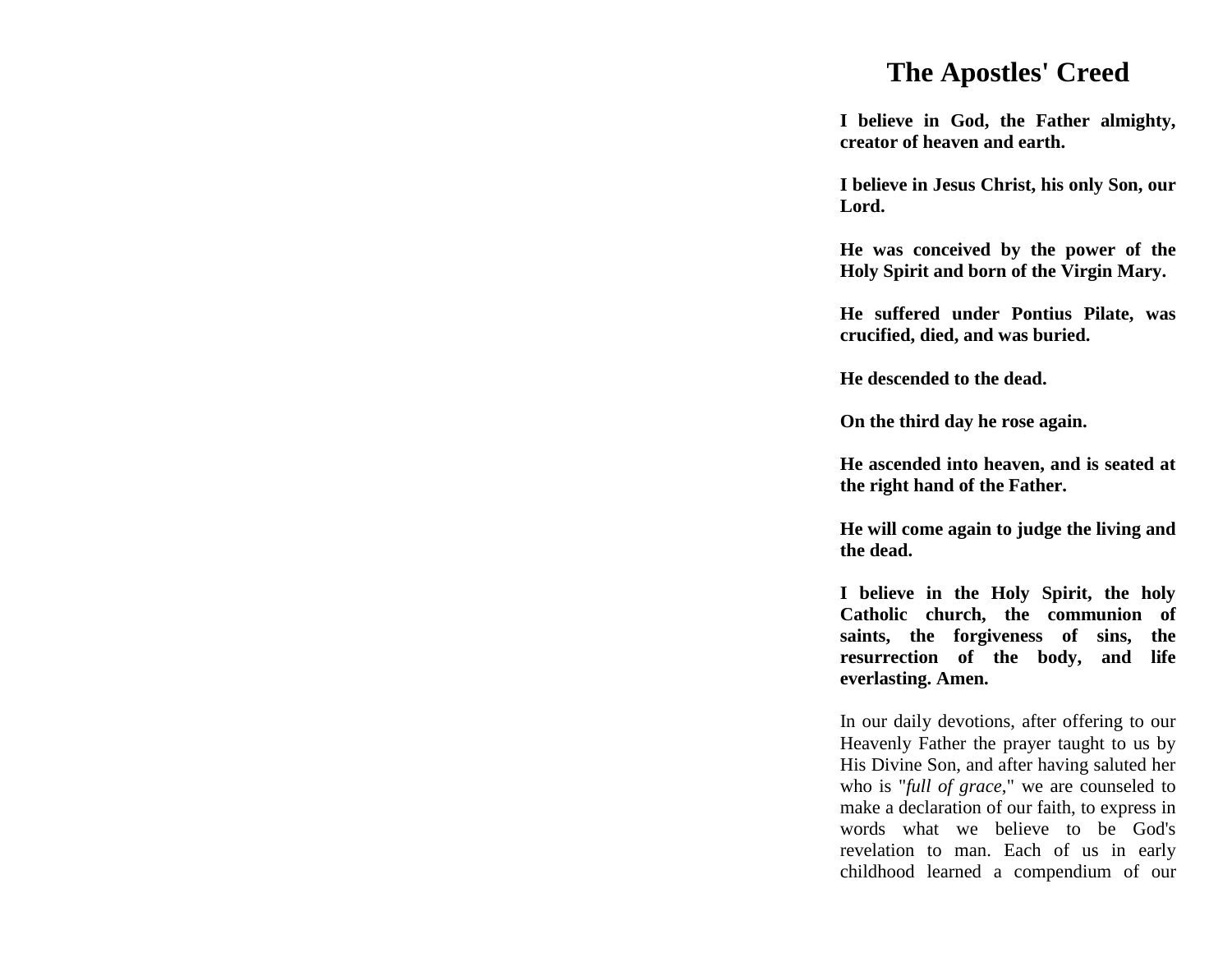# The Apostles' Creed

**I believe in God, the Father almighty, creator of heaven and earth.**

**I believe in Jesus Christ, his only Son, our Lord.**

**He was conceived by the power of the Holy Spirit and born of the Virgin Mary.**

**He suffered under Pontius Pilate, was crucified, died, and was buried.**

**He descended to the dead.**

**On the third day he rose again.**

**He ascended into heaven, and is seated at the right hand of the Father.**

**He will come again to judge the living and the dead.**

**I believe in the Holy Spirit, the holy Catholic church, the communion of saints, the forgiveness of sins, the resurrection of the body, and life everlasting. Amen.**

In our daily devotions, after offering to our Heavenly Father the prayer taught to us by His Divine Son, and after having saluted her who is "*full of grace*," we are counseled to make a declaration of our faith, to express in words what we believe to be God's revelation to man. Each of us in early childhood learned a compendium of our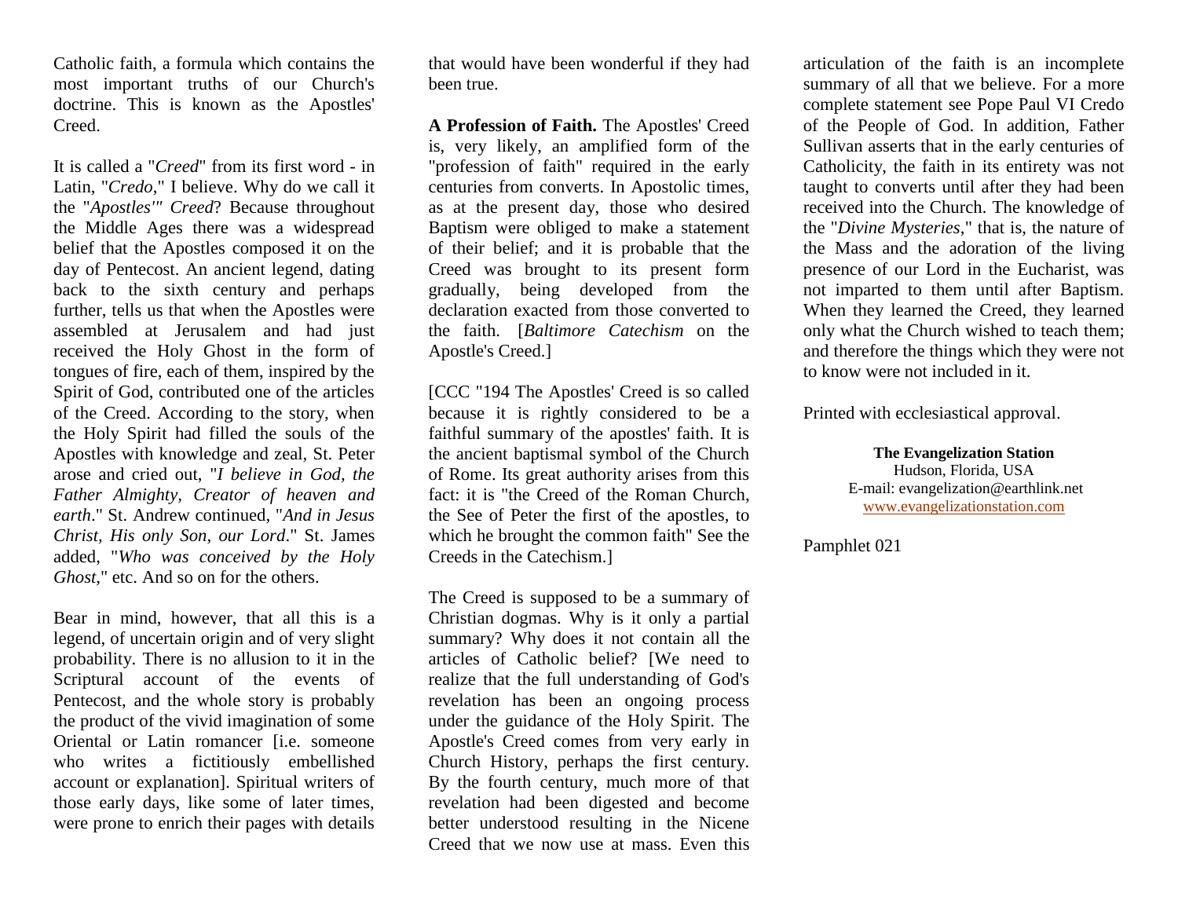Catholic faith, a formula which contains the most important truths of our Church's doctrine. This is known as the Apostles' Creed.

It is called a "*Creed*" from its first word - in Latin, "*Credo*," I believe. Why do we call it the "*Apostles'" Creed*? Because throughout the Middle Ages there was a widespread belief that the Apostles composed it on the day of Pentecost. An ancient legend, dating back to the sixth century and perhaps further, tells us that when the Apostles were assembled at Jerusalem and had just received the Holy Ghost in the form of tongues of fire, each of them, inspired by the Spirit of God, contributed one of the articles of the Creed. According to the story, when the Holy Spirit had filled the souls of the Apostles with knowledge and zeal, St. Peter arose and cried out, "*I believe in God, the Father Almighty, Creator of heaven and earth*." St. Andrew continued, "*And in Jesus Christ, His only Son, our Lord*." St. James added, "*Who was conceived by the Holy Ghost*," etc. And so on for the others.

Bear in mind, however, that all this is a legend, of uncertain origin and of very slight probability. There is no allusion to it in the Scriptural account of the events of Pentecost, and the whole story is probably the product of the vivid imagination of some Oriental or Latin romancer [i.e. someone who writes a fictitiously embellished account or explanation]. Spiritual writers of those early days, like some of later times, were prone to enrich their pages with details that would have been wonderful if they had been true.

**A Profession of Faith.** The Apostles' Creed is, very likely, an amplified form of the "profession of faith" required in the early centuries from converts. In Apostolic times, as at the present day, those who desired Baptism were obliged to make a statement of their belief; and it is probable that the Creed was brought to its present form gradually, being developed from the declaration exacted from those converted to the faith. [*Baltimore Catechism* on the Apostle's Creed.]

[CCC "194 The Apostles' Creed is so called because it is rightly considered to be a faithful summary of the apostles' faith. It is the ancient baptismal symbol of the Church of Rome. Its great authority arises from this fact: it is "the Creed of the Roman Church, the See of Peter the first of the apostles, to which he brought the common faith" See the Creeds in the Catechism.]

The Creed is supposed to be a summary of Christian dogmas. Why is it only a partial summary? Why does it not contain all the articles of Catholic belief? [We need to realize that the full understanding of God's revelation has been an ongoing process under the guidance of the Holy Spirit. The Apostle's Creed comes from very early in Church History, perhaps the first century. By the fourth century, much more of that revelation had been digested and become better understood resulting in the Nicene Creed that we now use at mass. Even this articulation of the faith is an incomplete summary of all that we believe. For a more complete statement see Pope Paul VI Credo of the People of God. In addition, Father Sullivan asserts that in the early centuries of Catholicity, the faith in its entirety was not taught to converts until after they had been received into the Church. The knowledge of the "*Divine Mysteries*," that is, the nature of the Mass and the adoration of the living presence of our Lord in the Eucharist, was not imparted to them until after Baptism. When they learned the Creed, they learned only what the Church wished to teach them; and therefore the things which they were not to know were not included in it.

Printed with ecclesiastical approval.

**The Evangelization Station**
Hudson, Florida, USA
E-mail: evangelization@earthlink.net
www.evangelizationstation.com

Pamphlet 021